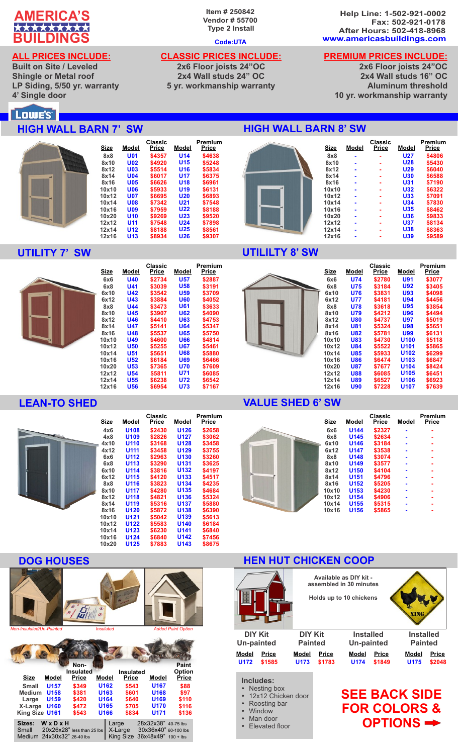# AMERICA'S BUILDINGS

Item # 250842
Vendor # 55700
Type 2 Install

Code:UTA

Help Line: 1-502-921-0002
Fax: 502-921-0178
After Hours: 502-418-8968
www.americasbuildings.com

## ALL PRICES INCLUDE:

**Built on Site / Leveled**
**Shingle or Metal roof**
**LP Siding, 5/50 yr. warranty**
**4' Single door**

## CLASSIC PRICES INCLUDE:

**2x6 Floor joists 24"OC**
**2x4 Wall studs 24" OC**
**5 yr. workmanship warranty**

## PREMIUM PRICES INCLUDE:

**2x6 Floor joists 24"OC**
**2x4 Wall studs 16" OC**
**Aluminum threshold**
**10 yr. workmanship warranty**

LOWE'S

## HIGH WALL BARN 7' SW

| Size | Model | Classic Price | Model | Premium Price |
|---|---|---|---|---|
| 8x8 | U01 | $4357 | U14 | $4638 |
| 8x10 | U02 | $4920 | U15 | $5248 |
| 8x12 | U03 | $5514 | U16 | $5834 |
| 8x14 | U04 | $6017 | U17 | $6375 |
| 8x16 | U05 | $6626 | U18 | $6961 |
| 10x10 | U06 | $5933 | U19 | $6131 |
| 10x12 | U07 | $6695 | U20 | $6893 |
| 10x14 | U08 | $7342 | U21 | $7548 |
| 10x16 | U09 | $7959 | U22 | $8188 |
| 10x20 | U10 | $9269 | U23 | $9520 |
| 12x12 | U11 | $7548 | U24 | $7898 |
| 12x14 | U12 | $8188 | U25 | $8561 |
| 12x16 | U13 | $8934 | U26 | $9307 |

## HIGH WALL BARN 8' SW

| Size | Model | Classic Price | Model | Premium Price |
|---|---|---|---|---|
| 8x8 | - | - | U27 | $4806 |
| 8x10 | - | - | U28 | $5430 |
| 8x12 | - | - | U29 | $6040 |
| 8x14 | - | - | U30 | $6588 |
| 8x16 | - | - | U31 | $7190 |
| 10x10 | - | - | U32 | $6322 |
| 10x12 | - | - | U33 | $7091 |
| 10x14 | - | - | U34 | $7830 |
| 10x16 | - | - | U35 | $8462 |
| 10x20 | - | - | U36 | $9833 |
| 12x12 | - | - | U37 | $8134 |
| 12x14 | - | - | U38 | $8363 |
| 12x16 | - | - | U39 | $9589 |

## UTILITY 7' SW

| Size | Model | Classic Price | Model | Premium Price |
|---|---|---|---|---|
| 6x6 | U40 | $2734 | U57 | $2887 |
| 6x8 | U41 | $3039 | U58 | $3191 |
| 6x10 | U42 | $3542 | U59 | $3709 |
| 6x12 | U43 | $3884 | U60 | $4052 |
| 8x8 | U44 | $3473 | U61 | $3633 |
| 8x10 | U45 | $3907 | U62 | $4090 |
| 8x12 | U46 | $4410 | U63 | $4753 |
| 8x14 | U47 | $5141 | U64 | $5347 |
| 8x16 | U48 | $5537 | U65 | $5750 |
| 10x10 | U49 | $4600 | U66 | $4814 |
| 10x12 | U50 | $5255 | U67 | $5461 |
| 10x14 | U51 | $5651 | U68 | $5880 |
| 10x16 | U52 | $6184 | U69 | $6466 |
| 10x20 | U53 | $7365 | U70 | $7609 |
| 12x12 | U54 | $5811 | U71 | $6085 |
| 12x14 | U55 | $6238 | U72 | $6542 |
| 12x16 | U56 | $6954 | U73 | $7167 |

## UTILILTY 8' SW

| Size | Model | Classic Price | Model | Premium Price |
|---|---|---|---|---|
| 6x6 | U74 | $2780 | U91 | $3077 |
| 6x8 | U75 | $3184 | U92 | $3405 |
| 6x10 | U76 | $3831 | U93 | $4098 |
| 6x12 | U77 | $4181 | U94 | $4456 |
| 8x8 | U78 | $3618 | U95 | $3854 |
| 8x10 | U79 | $4212 | U96 | $4494 |
| 8x12 | U80 | $4737 | U97 | $5019 |
| 8x14 | U81 | $5324 | U98 | $5651 |
| 8x16 | U82 | $5781 | U99 | $6131 |
| 10x10 | U83 | $4730 | U100 | $5118 |
| 10x12 | U84 | $5522 | U101 | $5865 |
| 10x14 | U85 | $5933 | U102 | $6299 |
| 10x16 | U86 | $6474 | U103 | $6847 |
| 10x20 | U87 | $7677 | U104 | $8424 |
| 12x12 | U88 | $6085 | U105 | $6451 |
| 12x14 | U89 | $6527 | U106 | $6923 |
| 12x16 | U90 | $7228 | U107 | $7639 |

## LEAN-TO SHED

| Size | Model | Classic Price | Model | Premium Price |
|---|---|---|---|---|
| 4x6 | U108 | $2430 | U126 | $2658 |
| 4x8 | U109 | $2826 | U127 | $3062 |
| 4x10 | U110 | $3168 | U128 | $3458 |
| 4x12 | U111 | $3458 | U129 | $3755 |
| 6x6 | U112 | $2963 | U130 | $3260 |
| 6x8 | U113 | $3290 | U131 | $3625 |
| 6x10 | U114 | $3816 | U132 | $4197 |
| 6x12 | U115 | $4120 | U133 | $4517 |
| 8x8 | U116 | $3823 | U134 | $4235 |
| 8x10 | U117 | $4280 | U135 | $4684 |
| 8x12 | U118 | $4821 | U136 | $5324 |
| 8x14 | U119 | $5316 | U137 | $5880 |
| 8x16 | U120 | $5872 | U138 | $6390 |
| 10x10 | U121 | $5042 | U139 | $5613 |
| 10x12 | U122 | $5583 | U140 | $6184 |
| 10x14 | U123 | $6230 | U141 | $6840 |
| 10x16 | U124 | $6840 | U142 | $7456 |
| 10x20 | U125 | $7883 | U143 | $8675 |

## VALUE SHED 6' SW

| Size | Model | Classic Price | Model | Premium Price |
|---|---|---|---|---|
| 6x6 | U144 | $2327 | - | - |
| 6x8 | U145 | $2634 | - | - |
| 6x10 | U146 | $3184 | - | - |
| 6x12 | U147 | $3538 | - | - |
| 8x8 | U148 | $3074 | - | - |
| 8x10 | U149 | $3577 | - | - |
| 8x12 | U150 | $4104 | - | - |
| 8x14 | U151 | $4796 | - | - |
| 8x16 | U152 | $5205 | - | - |
| 10x10 | U153 | $4230 | - | - |
| 10x12 | U154 | $4906 | - | - |
| 10x14 | U155 | $5315 | - | - |
| 10x16 | U156 | $5865 | - | - |

## DOG HOUSES

*Non-Insulated/Un-Painted* — *Insulated* — *Added Paint Option*

| Size | Model | Non-Insulated Price | Model | Insulated Price | Model | Paint Option Price |
|---|---|---|---|---|---|---|
| Small | U157 | $349 | U162 | $543 | U167 | $88 |
| Medium | U158 | $381 | U163 | $601 | U168 | $97 |
| Large | U159 | $420 | U164 | $640 | U169 | $110 |
| X-Large | U160 | $472 | U165 | $705 | U170 | $116 |
| King Size | U161 | $543 | U166 | $834 | U171 | $136 |

| Sizes: | W x D x H | | |
|---|---|---|---|
| Small | 20x26x28" less than 25 lbs | Large | 28x32x38" 40-75 lbs |
| Medium | 24x30x32" 26-40 lbs | X-Large | 30x36x40" 60-100 lbs |
| | | King Size | 36x48x49" 100 + lbs |

## HEN HUT CHICKEN COOP

Available as DIY kit - assembled in 30 minutes

Holds up to 10 chickens

XING

| DIY Kit Un-painted | | DIY Kit Painted | | Installed Un-painted | | Installed Painted | |
|---|---|---|---|---|---|---|---|
| Model | Price | Model | Price | Model | Price | Model | Price |
| U172 | $1585 | U173 | $1783 | U174 | $1849 | U175 | $2048 |

**Includes:**

- Nesting box
- 12x12 Chicken door
- Roosting bar
- Window
- Man door
- Elevated floor

**SEE BACK SIDE FOR COLORS & OPTIONS ➡**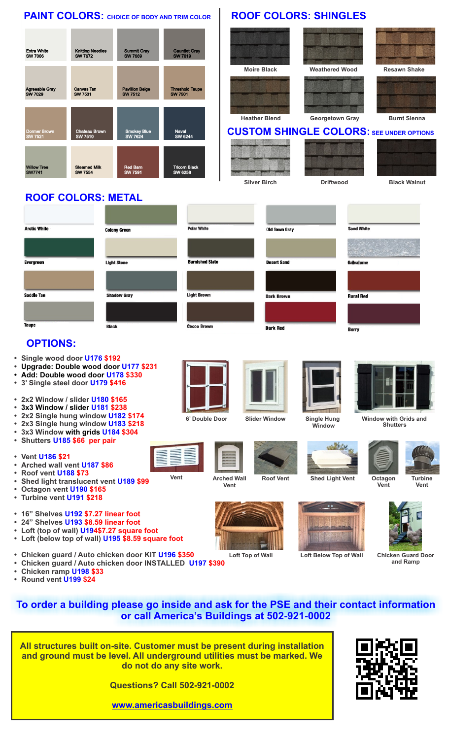## PAINT COLORS: CHOICE OF BODY AND TRIM COLOR

| | | | |
|---|---|---|---|
| Extra White SW 7006 | Knitting Needles SW 7672 | Summit Gray SW 7669 | Gauntlet Gray SW 7019 |
| Agreeable Gray SW 7029 | Canvas Tan SW 7531 | Pavilion Beige SW 7512 | Threshold Taupe SW 7501 |
| Dormer Brown SW 7521 | Chateau Brown SW 7510 | Smokey Blue SW 7624 | Naval SW 6244 |
| Willow Tree SW7741 | Steamed Milk SW 7554 | Red Barn SW 7591 | Tricorn Black SW 6258 |

## ROOF COLORS: SHINGLES

| | | |
|---|---|---|
| Moire Black | Weathered Wood | Resawn Shake |
| Heather Blend | Georgetown Gray | Burnt Sienna |

## CUSTOM SHINGLE COLORS: SEE UNDER OPTIONS

| | | |
|---|---|---|
| Silver Birch | Driftwood | Black Walnut |

## ROOF COLORS: METAL

| | | | | |
|---|---|---|---|---|
| Arctic White | Colony Green | Polar White | Old Town Gray | Sand White |
| Evergreen | Light Stone | Burnished Slate | Desert Sand | Galvalume |
| Saddle Tan | Shadow Gray | Light Brown | Dark Brown | Rural Red |
| Taupe | Black | Cocoa Brown | Dark Red | Berry |

## OPTIONS:

- Single wood door U176 $192
- Upgrade: Double wood door U177 $231
- Add: Double wood door U178 $330
- 3' Single steel door U179 $416

- 2x2 Window / slider U180 $165
- 3x3 Window / slider U181 $238
- 2x2 Single hung window U182 $174
- 2x3 Single hung window U183 $218
- 3x3 Window with grids U184 $304
- Shutters U185 $66 per pair

6' Double Door | Slider Window | Single Hung Window | Window with Grids and Shutters

- Vent U186 $21
- Arched wall vent U187 $86
- Roof vent U188 $73
- Shed light translucent vent U189 $99
- Octagon vent U190 $165
- Turbine vent U191 $218

Vent | Arched Wall Vent | Roof Vent | Shed Light Vent | Octagon Vent | Turbine Vent

- 16" Shelves U192 $7.27 linear foot
- 24" Shelves U193 $8.59 linear foot
- Loft (top of wall) U194$7.27 square foot
- Loft (below top of wall) U195 $8.59 square foot

- Chicken guard / Auto chicken door KIT U196 $350
- Chicken guard / Auto chicken door INSTALLED U197 $390
- Chicken ramp U198 $33
- Round vent U199 $24

Loft Top of Wall | Loft Below Top of Wall | Chicken Guard Door and Ramp

**To order a building please go inside and ask for the PSE and their contact information or call America's Buildings at 502-921-0002**

**All structures built on-site. Customer must be present during installation and ground must be level. All underground utilities must be marked. We do not do any site work.**

**Questions? Call 502-921-0002**

**www.americasbuildings.com**